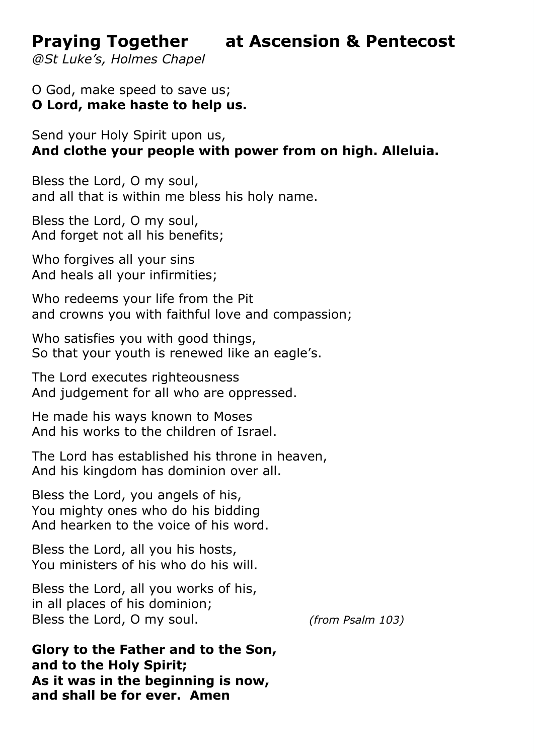# Praying Together at Ascension & Pentecost

*@St Luke's, Holmes Chapel*

O God, make speed to save us;
**O Lord, make haste to help us.**

Send your Holy Spirit upon us,
**And clothe your people with power from on high. Alleluia.**

Bless the Lord, O my soul,
and all that is within me bless his holy name.

Bless the Lord, O my soul,
And forget not all his benefits;

Who forgives all your sins
And heals all your infirmities;

Who redeems your life from the Pit
and crowns you with faithful love and compassion;

Who satisfies you with good things,
So that your youth is renewed like an eagle's.

The Lord executes righteousness
And judgement for all who are oppressed.

He made his ways known to Moses
And his works to the children of Israel.

The Lord has established his throne in heaven,
And his kingdom has dominion over all.

Bless the Lord, you angels of his,
You mighty ones who do his bidding
And hearken to the voice of his word.

Bless the Lord, all you his hosts,
You ministers of his who do his will.

Bless the Lord, all you works of his,
in all places of his dominion;
Bless the Lord, O my soul. *(from Psalm 103)*

**Glory to the Father and to the Son,**
**and to the Holy Spirit;**
**As it was in the beginning is now,**
**and shall be for ever. Amen**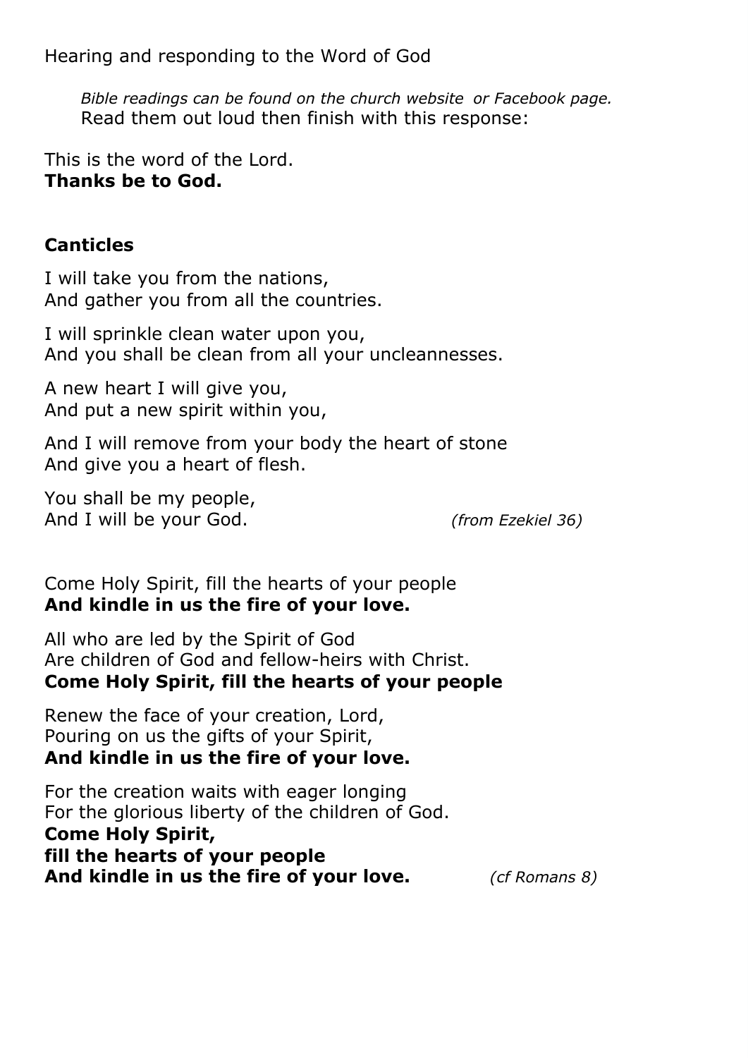Hearing and responding to the Word of God

*Bible readings can be found on the church website or Facebook page.*
Read them out loud then finish with this response:

This is the word of the Lord.
**Thanks be to God.**

**Canticles**

I will take you from the nations,
And gather you from all the countries.

I will sprinkle clean water upon you,
And you shall be clean from all your uncleannesses.

A new heart I will give you,
And put a new spirit within you,

And I will remove from your body the heart of stone
And give you a heart of flesh.

You shall be my people,
And I will be your God. *(from Ezekiel 36)*

Come Holy Spirit, fill the hearts of your people
**And kindle in us the fire of your love.**

All who are led by the Spirit of God
Are children of God and fellow-heirs with Christ.
**Come Holy Spirit, fill the hearts of your people**

Renew the face of your creation, Lord,
Pouring on us the gifts of your Spirit,
**And kindle in us the fire of your love.**

For the creation waits with eager longing
For the glorious liberty of the children of God.
**Come Holy Spirit,**
**fill the hearts of your people**
**And kindle in us the fire of your love.** *(cf Romans 8)*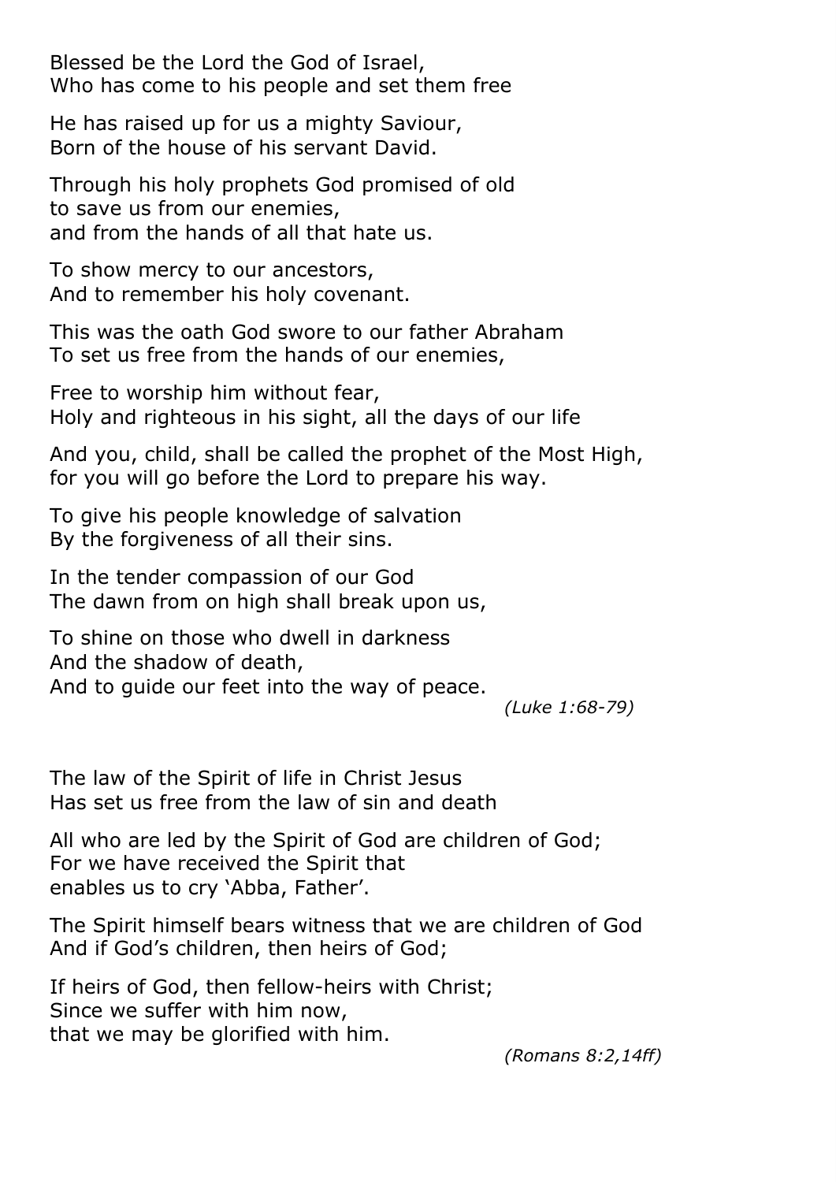Blessed be the Lord the God of Israel,
Who has come to his people and set them free

He has raised up for us a mighty Saviour,
Born of the house of his servant David.

Through his holy prophets God promised of old
to save us from our enemies,
and from the hands of all that hate us.

To show mercy to our ancestors,
And to remember his holy covenant.

This was the oath God swore to our father Abraham
To set us free from the hands of our enemies,

Free to worship him without fear,
Holy and righteous in his sight, all the days of our life

And you, child, shall be called the prophet of the Most High,
for you will go before the Lord to prepare his way.

To give his people knowledge of salvation
By the forgiveness of all their sins.

In the tender compassion of our God
The dawn from on high shall break upon us,

To shine on those who dwell in darkness
And the shadow of death,
And to guide our feet into the way of peace.

*(Luke 1:68-79)*

The law of the Spirit of life in Christ Jesus
Has set us free from the law of sin and death

All who are led by the Spirit of God are children of God;
For we have received the Spirit that
enables us to cry 'Abba, Father'.

The Spirit himself bears witness that we are children of God
And if God's children, then heirs of God;

If heirs of God, then fellow-heirs with Christ;
Since we suffer with him now,
that we may be glorified with him.

*(Romans 8:2,14ff)*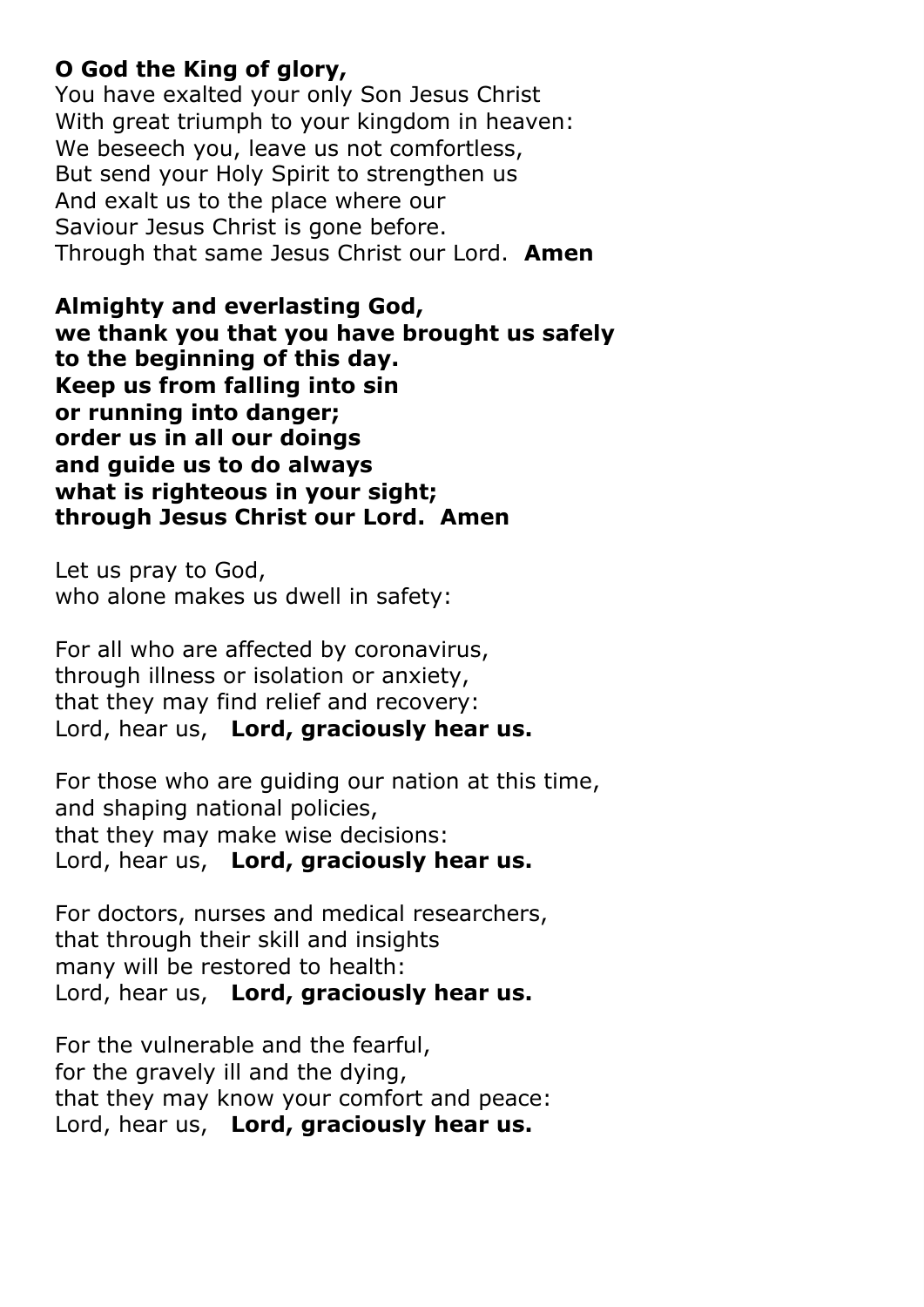**O God the King of glory,**
You have exalted your only Son Jesus Christ
With great triumph to your kingdom in heaven:
We beseech you, leave us not comfortless,
But send your Holy Spirit to strengthen us
And exalt us to the place where our
Saviour Jesus Christ is gone before.
Through that same Jesus Christ our Lord. **Amen**

**Almighty and everlasting God,
we thank you that you have brought us safely
to the beginning of this day.
Keep us from falling into sin
or running into danger;
order us in all our doings
and guide us to do always
what is righteous in your sight;
through Jesus Christ our Lord. Amen**

Let us pray to God,
who alone makes us dwell in safety:

For all who are affected by coronavirus,
through illness or isolation or anxiety,
that they may find relief and recovery:
Lord, hear us, **Lord, graciously hear us.**

For those who are guiding our nation at this time,
and shaping national policies,
that they may make wise decisions:
Lord, hear us, **Lord, graciously hear us.**

For doctors, nurses and medical researchers,
that through their skill and insights
many will be restored to health:
Lord, hear us, **Lord, graciously hear us.**

For the vulnerable and the fearful,
for the gravely ill and the dying,
that they may know your comfort and peace:
Lord, hear us, **Lord, graciously hear us.**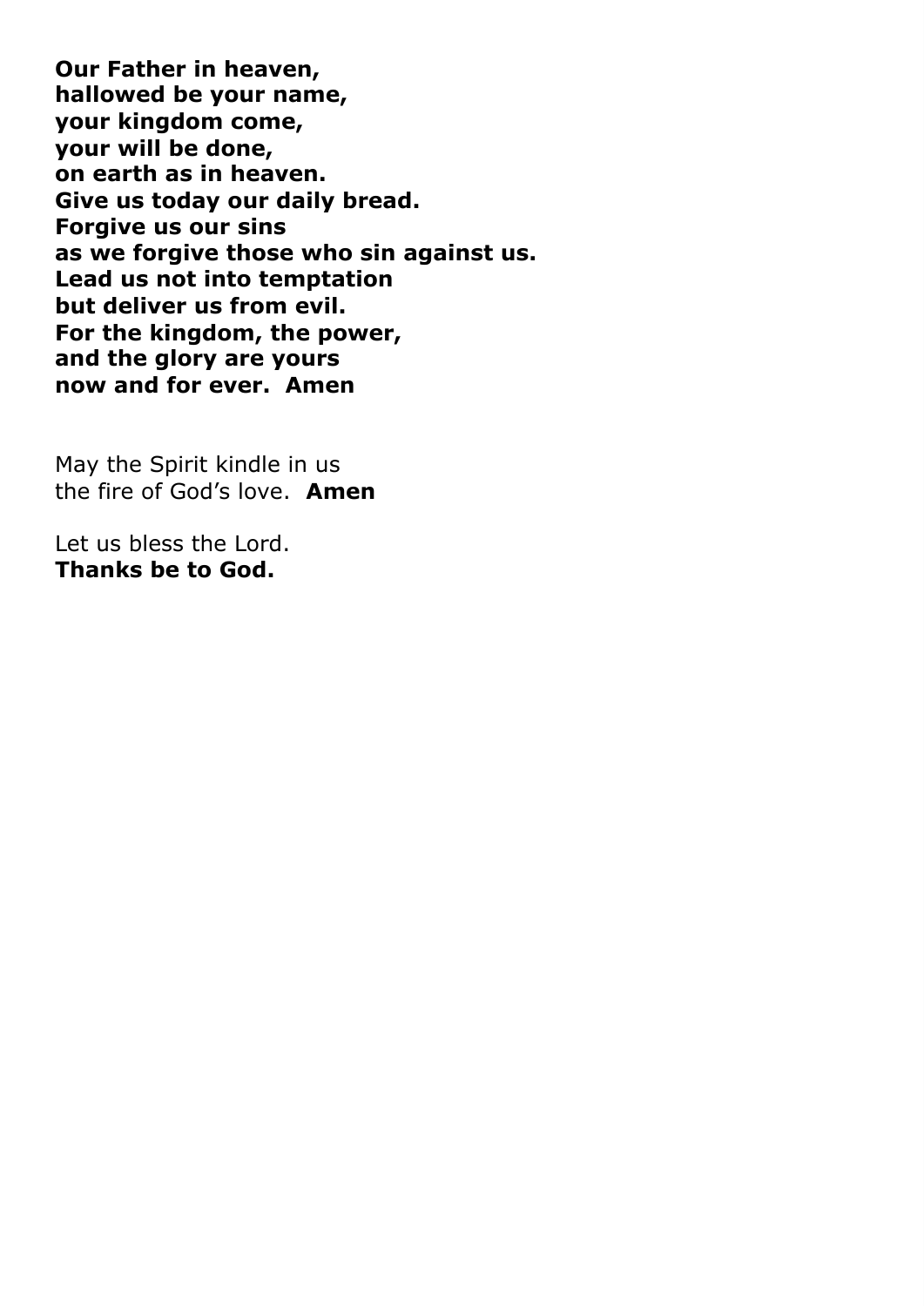**Our Father in heaven,**
**hallowed be your name,**
**your kingdom come,**
**your will be done,**
**on earth as in heaven.**
**Give us today our daily bread.**
**Forgive us our sins**
**as we forgive those who sin against us.**
**Lead us not into temptation**
**but deliver us from evil.**
**For the kingdom, the power,**
**and the glory are yours**
**now and for ever. Amen**

May the Spirit kindle in us
the fire of God's love. **Amen**

Let us bless the Lord.
**Thanks be to God.**